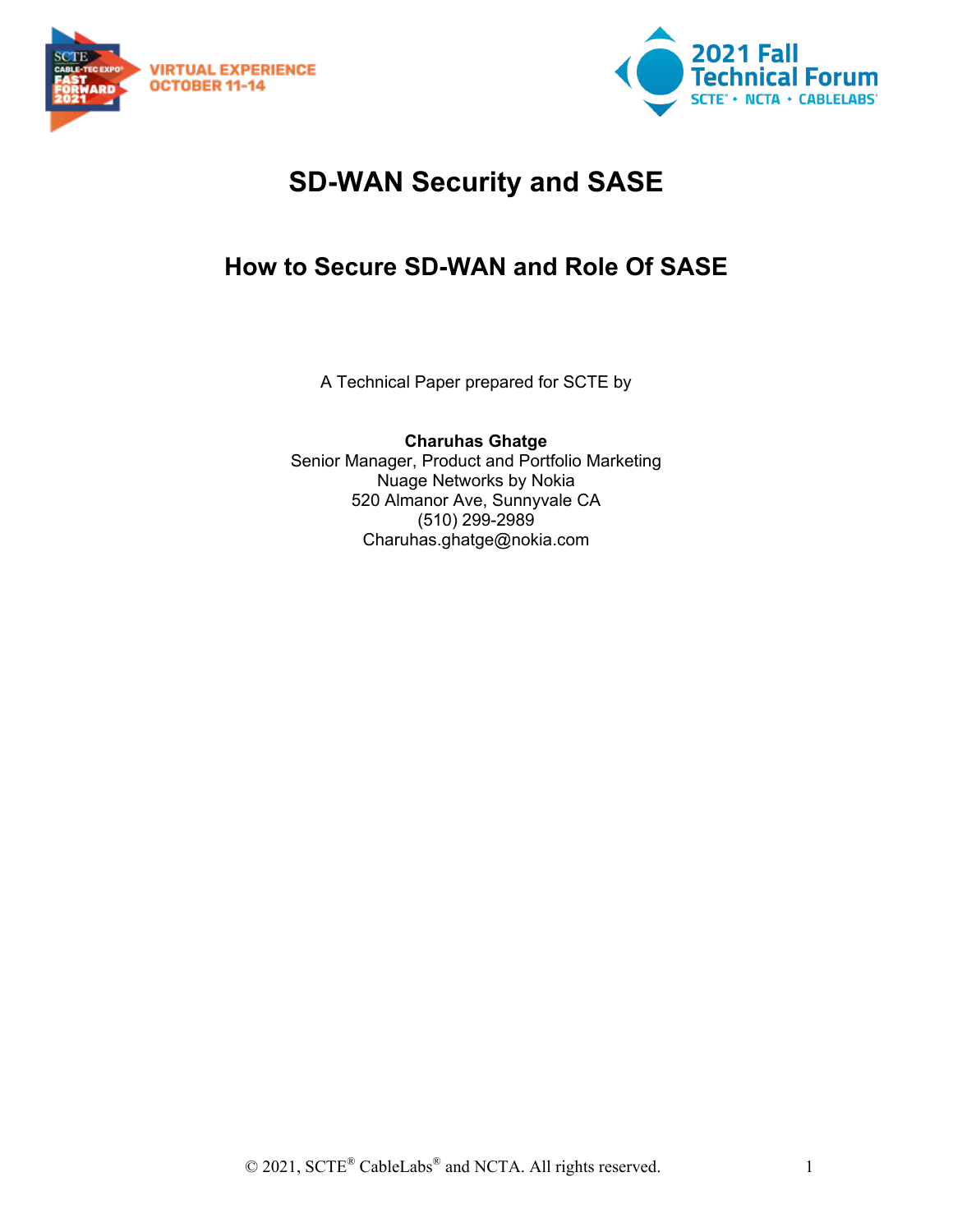# SD-WAN Security and SASE

## How to Secure SD-WAN and Role Of SASE

A Technical Paper prepared for SCTE by

**Charuhas Ghatge**
Senior Manager, Product and Portfolio Marketing
Nuage Networks by Nokia
520 Almanor Ave, Sunnyvale CA
(510) 299-2989
Charuhas.ghatge@nokia.com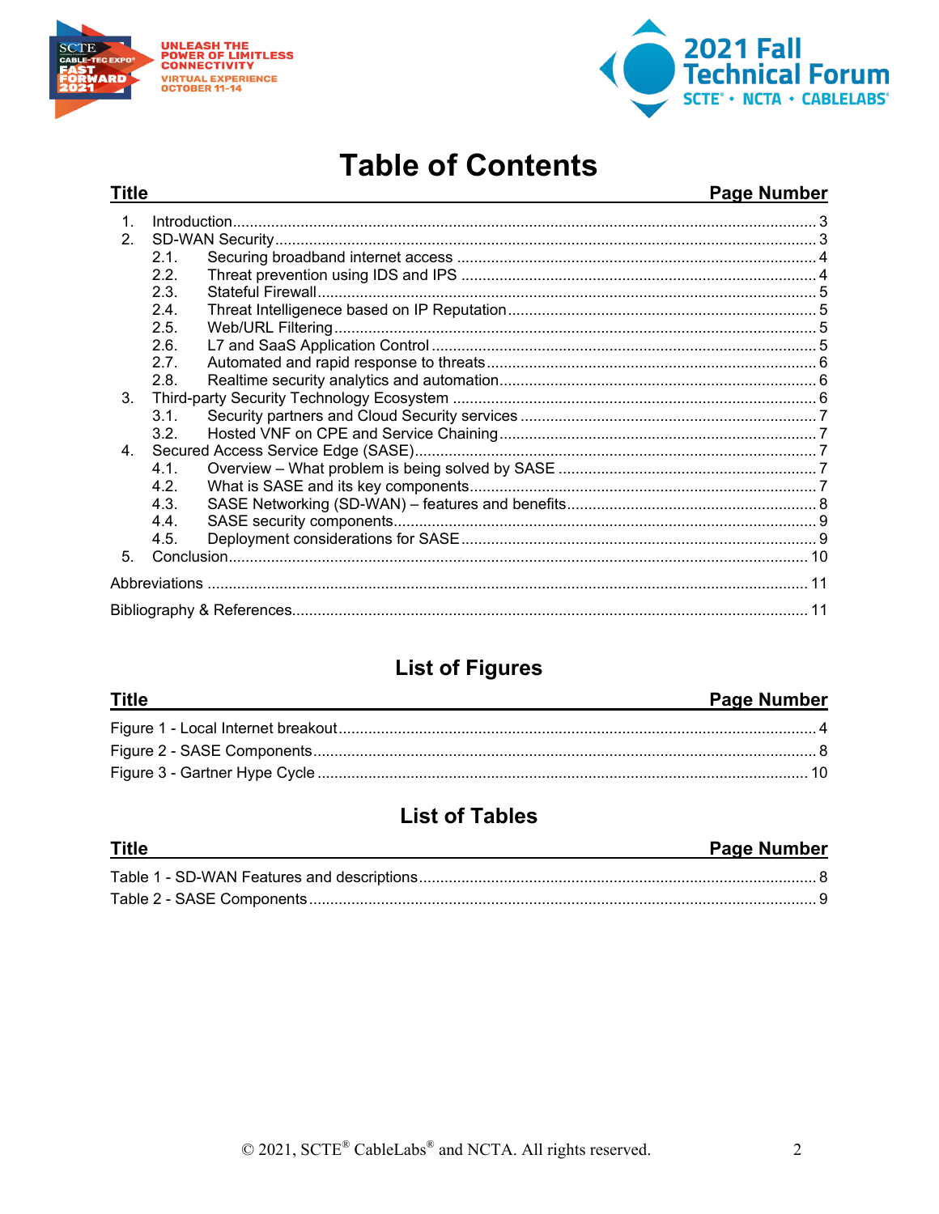# Table of Contents

| Title | Page Number |
|---|---|
| 1. Introduction | 3 |
| 2. SD-WAN Security | 3 |
| 2.1. Securing broadband internet access | 4 |
| 2.2. Threat prevention using IDS and IPS | 4 |
| 2.3. Stateful Firewall | 5 |
| 2.4. Threat Intelligence based on IP Reputation | 5 |
| 2.5. Web/URL Filtering | 5 |
| 2.6. L7 and SaaS Application Control | 5 |
| 2.7. Automated and rapid response to threats | 6 |
| 2.8. Realtime security analytics and automation | 6 |
| 3. Third-party Security Technology Ecosystem | 6 |
| 3.1. Security partners and Cloud Security services | 7 |
| 3.2. Hosted VNF on CPE and Service Chaining | 7 |
| 4. Secured Access Service Edge (SASE) | 7 |
| 4.1. Overview – What problem is being solved by SASE | 7 |
| 4.2. What is SASE and its key components | 7 |
| 4.3. SASE Networking (SD-WAN) – features and benefits | 8 |
| 4.4. SASE security components | 9 |
| 4.5. Deployment considerations for SASE | 9 |
| 5. Conclusion | 10 |
| Abbreviations | 11 |
| Bibliography & References | 11 |

## List of Figures

| Title | Page Number |
|---|---|
| Figure 1 - Local Internet breakout | 4 |
| Figure 2 - SASE Components | 8 |
| Figure 3 - Gartner Hype Cycle | 10 |

## List of Tables

| Title | Page Number |
|---|---|
| Table 1 - SD-WAN Features and descriptions | 8 |
| Table 2 - SASE Components | 9 |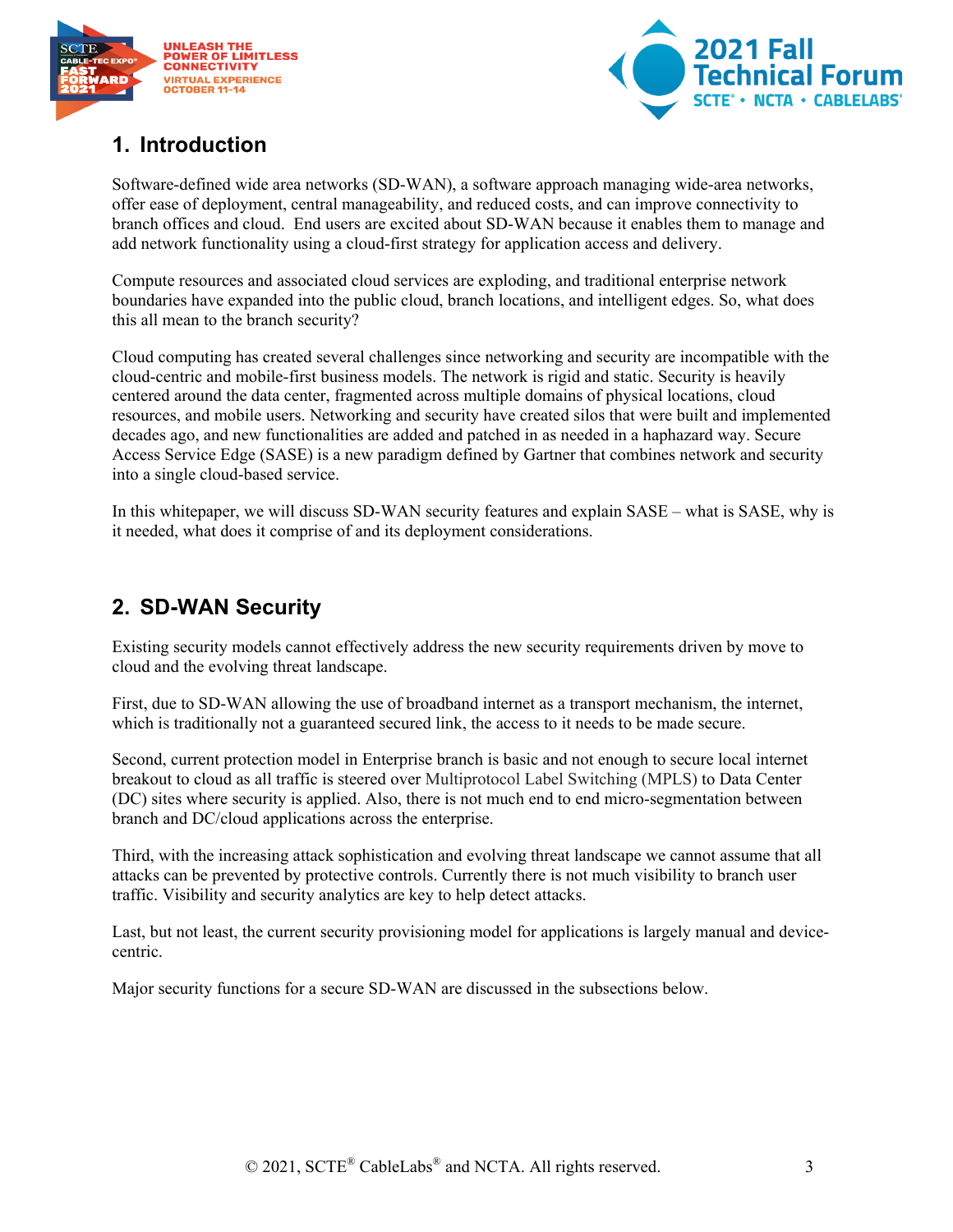## 1. Introduction

Software-defined wide area networks (SD-WAN), a software approach managing wide-area networks, offer ease of deployment, central manageability, and reduced costs, and can improve connectivity to branch offices and cloud. End users are excited about SD-WAN because it enables them to manage and add network functionality using a cloud-first strategy for application access and delivery.

Compute resources and associated cloud services are exploding, and traditional enterprise network boundaries have expanded into the public cloud, branch locations, and intelligent edges. So, what does this all mean to the branch security?

Cloud computing has created several challenges since networking and security are incompatible with the cloud-centric and mobile-first business models. The network is rigid and static. Security is heavily centered around the data center, fragmented across multiple domains of physical locations, cloud resources, and mobile users. Networking and security have created silos that were built and implemented decades ago, and new functionalities are added and patched in as needed in a haphazard way. Secure Access Service Edge (SASE) is a new paradigm defined by Gartner that combines network and security into a single cloud-based service.

In this whitepaper, we will discuss SD-WAN security features and explain SASE – what is SASE, why is it needed, what does it comprise of and its deployment considerations.

## 2. SD-WAN Security

Existing security models cannot effectively address the new security requirements driven by move to cloud and the evolving threat landscape.

First, due to SD-WAN allowing the use of broadband internet as a transport mechanism, the internet, which is traditionally not a guaranteed secured link, the access to it needs to be made secure.

Second, current protection model in Enterprise branch is basic and not enough to secure local internet breakout to cloud as all traffic is steered over Multiprotocol Label Switching (MPLS) to Data Center (DC) sites where security is applied. Also, there is not much end to end micro-segmentation between branch and DC/cloud applications across the enterprise.

Third, with the increasing attack sophistication and evolving threat landscape we cannot assume that all attacks can be prevented by protective controls. Currently there is not much visibility to branch user traffic. Visibility and security analytics are key to help detect attacks.

Last, but not least, the current security provisioning model for applications is largely manual and device-centric.

Major security functions for a secure SD-WAN are discussed in the subsections below.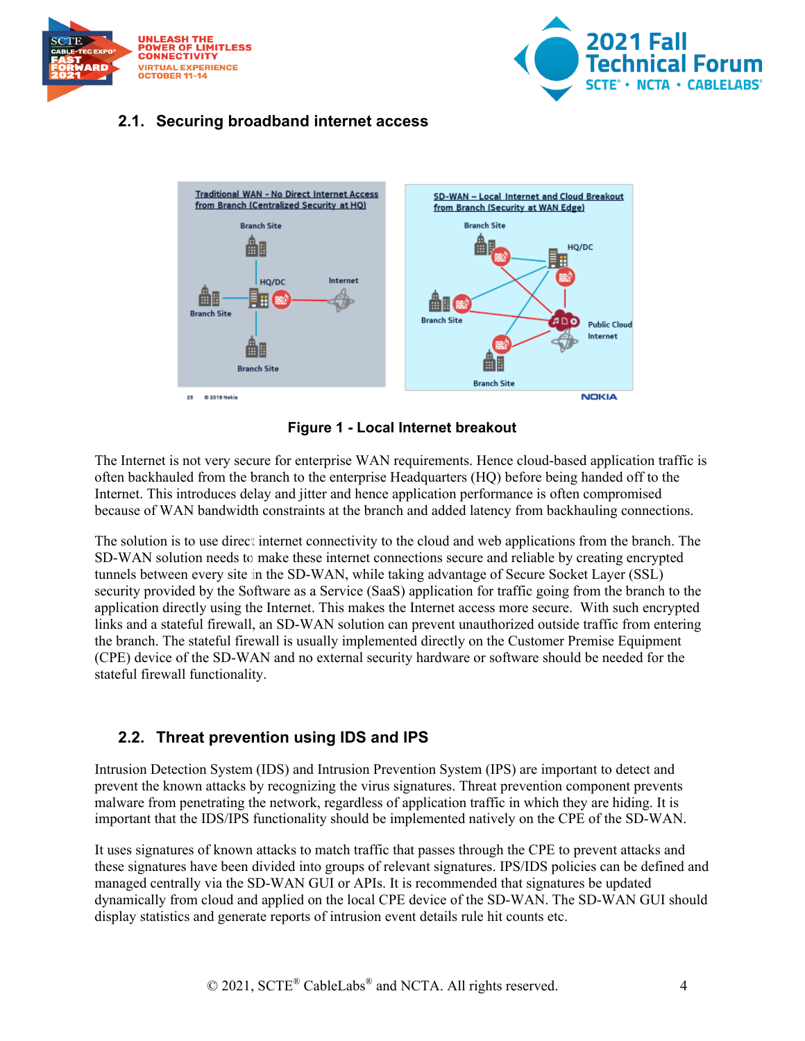## 2.1. Securing broadband internet access

Figure 1 - Local Internet breakout

The Internet is not very secure for enterprise WAN requirements. Hence cloud-based application traffic is often backhauled from the branch to the enterprise Headquarters (HQ) before being handed off to the Internet. This introduces delay and jitter and hence application performance is often compromised because of WAN bandwidth constraints at the branch and added latency from backhauling connections.

The solution is to use direct internet connectivity to the cloud and web applications from the branch. The SD-WAN solution needs to make these internet connections secure and reliable by creating encrypted tunnels between every site in the SD-WAN, while taking advantage of Secure Socket Layer (SSL) security provided by the Software as a Service (SaaS) application for traffic going from the branch to the application directly using the Internet. This makes the Internet access more secure. With such encrypted links and a stateful firewall, an SD-WAN solution can prevent unauthorized outside traffic from entering the branch. The stateful firewall is usually implemented directly on the Customer Premise Equipment (CPE) device of the SD-WAN and no external security hardware or software should be needed for the stateful firewall functionality.

## 2.2. Threat prevention using IDS and IPS

Intrusion Detection System (IDS) and Intrusion Prevention System (IPS) are important to detect and prevent the known attacks by recognizing the virus signatures. Threat prevention component prevents malware from penetrating the network, regardless of application traffic in which they are hiding. It is important that the IDS/IPS functionality should be implemented natively on the CPE of the SD-WAN.

It uses signatures of known attacks to match traffic that passes through the CPE to prevent attacks and these signatures have been divided into groups of relevant signatures. IPS/IDS policies can be defined and managed centrally via the SD-WAN GUI or APIs. It is recommended that signatures be updated dynamically from cloud and applied on the local CPE device of the SD-WAN. The SD-WAN GUI should display statistics and generate reports of intrusion event details rule hit counts etc.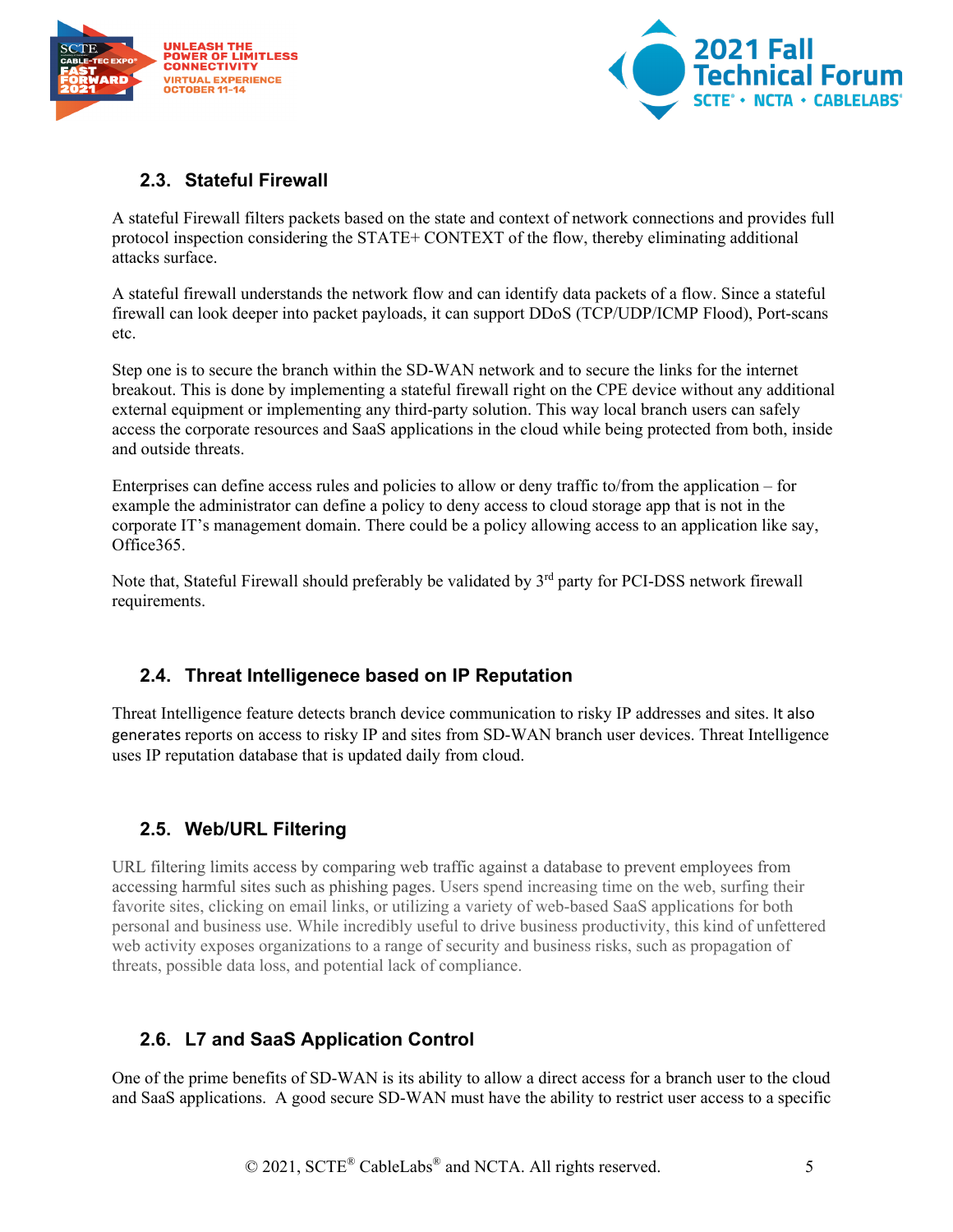## 2.3. Stateful Firewall

A stateful Firewall filters packets based on the state and context of network connections and provides full protocol inspection considering the STATE+ CONTEXT of the flow, thereby eliminating additional attacks surface.

A stateful firewall understands the network flow and can identify data packets of a flow. Since a stateful firewall can look deeper into packet payloads, it can support DDoS (TCP/UDP/ICMP Flood), Port-scans etc.

Step one is to secure the branch within the SD-WAN network and to secure the links for the internet breakout. This is done by implementing a stateful firewall right on the CPE device without any additional external equipment or implementing any third-party solution. This way local branch users can safely access the corporate resources and SaaS applications in the cloud while being protected from both, inside and outside threats.

Enterprises can define access rules and policies to allow or deny traffic to/from the application – for example the administrator can define a policy to deny access to cloud storage app that is not in the corporate IT's management domain. There could be a policy allowing access to an application like say, Office365.

Note that, Stateful Firewall should preferably be validated by 3rd party for PCI-DSS network firewall requirements.

## 2.4. Threat Intelligenece based on IP Reputation

Threat Intelligence feature detects branch device communication to risky IP addresses and sites. It also generates reports on access to risky IP and sites from SD-WAN branch user devices. Threat Intelligence uses IP reputation database that is updated daily from cloud.

## 2.5. Web/URL Filtering

URL filtering limits access by comparing web traffic against a database to prevent employees from accessing harmful sites such as phishing pages. Users spend increasing time on the web, surfing their favorite sites, clicking on email links, or utilizing a variety of web-based SaaS applications for both personal and business use. While incredibly useful to drive business productivity, this kind of unfettered web activity exposes organizations to a range of security and business risks, such as propagation of threats, possible data loss, and potential lack of compliance.

## 2.6. L7 and SaaS Application Control

One of the prime benefits of SD-WAN is its ability to allow a direct access for a branch user to the cloud and SaaS applications. A good secure SD-WAN must have the ability to restrict user access to a specific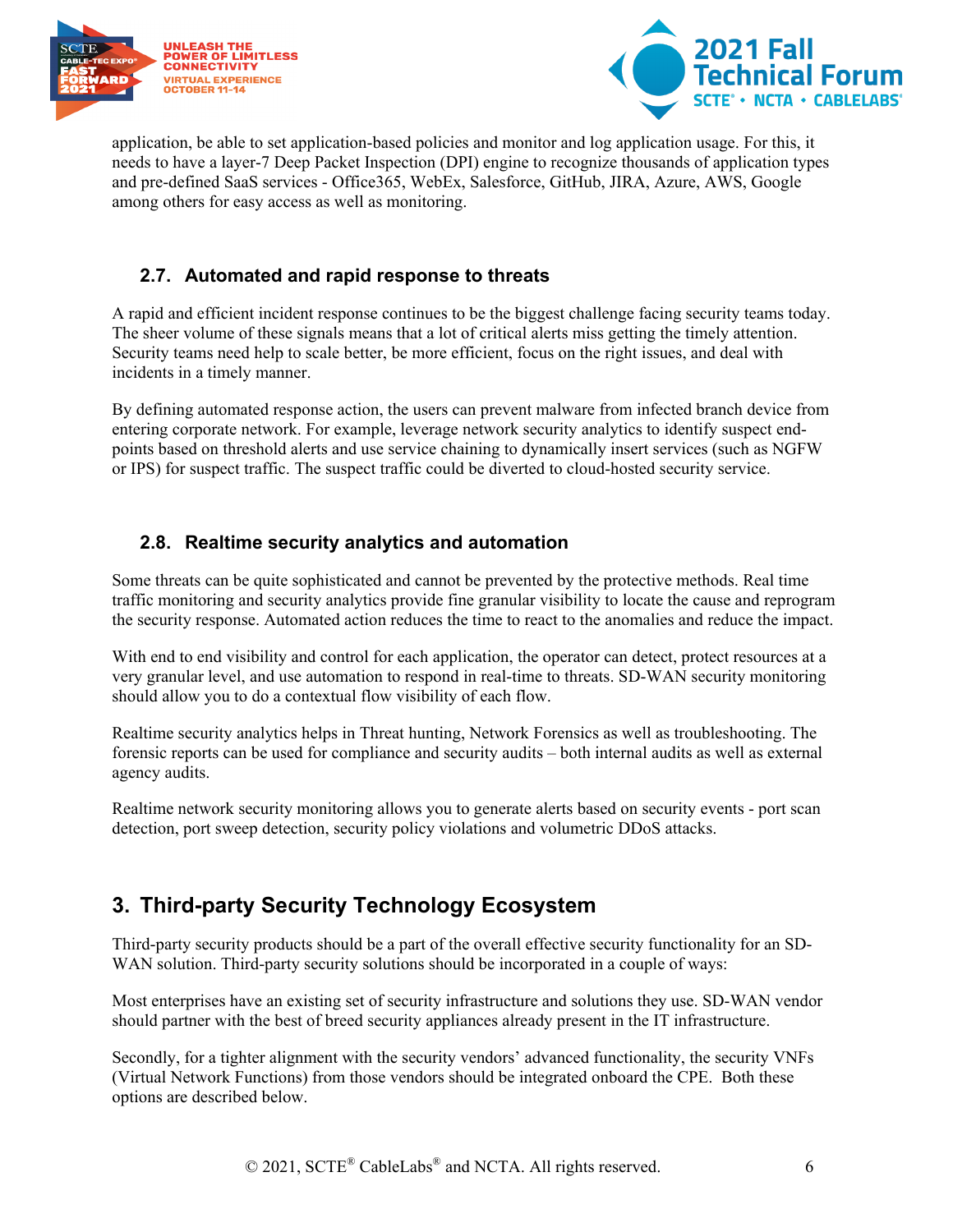application, be able to set application-based policies and monitor and log application usage. For this, it needs to have a layer-7 Deep Packet Inspection (DPI) engine to recognize thousands of application types and pre-defined SaaS services - Office365, WebEx, Salesforce, GitHub, JIRA, Azure, AWS, Google among others for easy access as well as monitoring.

### 2.7. Automated and rapid response to threats

A rapid and efficient incident response continues to be the biggest challenge facing security teams today. The sheer volume of these signals means that a lot of critical alerts miss getting the timely attention. Security teams need help to scale better, be more efficient, focus on the right issues, and deal with incidents in a timely manner.

By defining automated response action, the users can prevent malware from infected branch device from entering corporate network. For example, leverage network security analytics to identify suspect end-points based on threshold alerts and use service chaining to dynamically insert services (such as NGFW or IPS) for suspect traffic. The suspect traffic could be diverted to cloud-hosted security service.

### 2.8. Realtime security analytics and automation

Some threats can be quite sophisticated and cannot be prevented by the protective methods. Real time traffic monitoring and security analytics provide fine granular visibility to locate the cause and reprogram the security response. Automated action reduces the time to react to the anomalies and reduce the impact.

With end to end visibility and control for each application, the operator can detect, protect resources at a very granular level, and use automation to respond in real-time to threats. SD-WAN security monitoring should allow you to do a contextual flow visibility of each flow.

Realtime security analytics helps in Threat hunting, Network Forensics as well as troubleshooting. The forensic reports can be used for compliance and security audits – both internal audits as well as external agency audits.

Realtime network security monitoring allows you to generate alerts based on security events - port scan detection, port sweep detection, security policy violations and volumetric DDoS attacks.

## 3. Third-party Security Technology Ecosystem

Third-party security products should be a part of the overall effective security functionality for an SD-WAN solution. Third-party security solutions should be incorporated in a couple of ways:

Most enterprises have an existing set of security infrastructure and solutions they use. SD-WAN vendor should partner with the best of breed security appliances already present in the IT infrastructure.

Secondly, for a tighter alignment with the security vendors' advanced functionality, the security VNFs (Virtual Network Functions) from those vendors should be integrated onboard the CPE. Both these options are described below.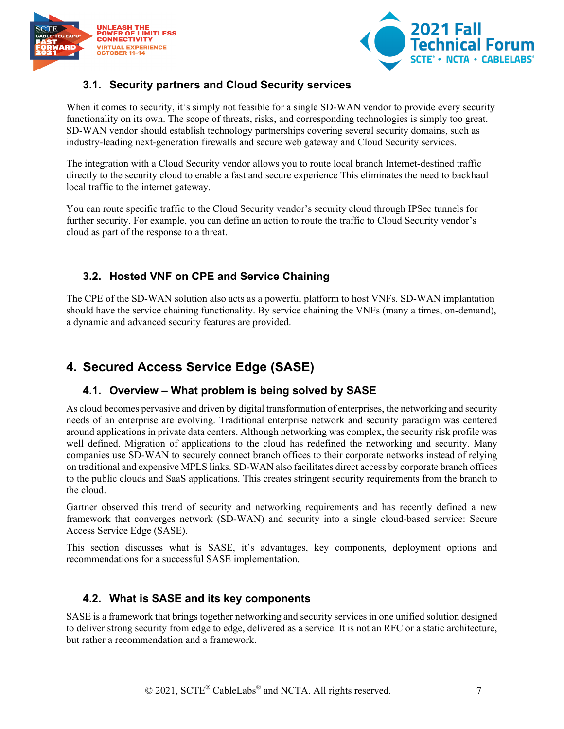### 3.1. Security partners and Cloud Security services

When it comes to security, it's simply not feasible for a single SD-WAN vendor to provide every security functionality on its own. The scope of threats, risks, and corresponding technologies is simply too great. SD-WAN vendor should establish technology partnerships covering several security domains, such as industry-leading next-generation firewalls and secure web gateway and Cloud Security services.

The integration with a Cloud Security vendor allows you to route local branch Internet-destined traffic directly to the security cloud to enable a fast and secure experience This eliminates the need to backhaul local traffic to the internet gateway.

You can route specific traffic to the Cloud Security vendor's security cloud through IPSec tunnels for further security. For example, you can define an action to route the traffic to Cloud Security vendor's cloud as part of the response to a threat.

### 3.2. Hosted VNF on CPE and Service Chaining

The CPE of the SD-WAN solution also acts as a powerful platform to host VNFs. SD-WAN implantation should have the service chaining functionality. By service chaining the VNFs (many a times, on-demand), a dynamic and advanced security features are provided.

## 4. Secured Access Service Edge (SASE)

### 4.1. Overview – What problem is being solved by SASE

As cloud becomes pervasive and driven by digital transformation of enterprises, the networking and security needs of an enterprise are evolving. Traditional enterprise network and security paradigm was centered around applications in private data centers. Although networking was complex, the security risk profile was well defined. Migration of applications to the cloud has redefined the networking and security. Many companies use SD-WAN to securely connect branch offices to their corporate networks instead of relying on traditional and expensive MPLS links. SD-WAN also facilitates direct access by corporate branch offices to the public clouds and SaaS applications. This creates stringent security requirements from the branch to the cloud.

Gartner observed this trend of security and networking requirements and has recently defined a new framework that converges network (SD-WAN) and security into a single cloud-based service: Secure Access Service Edge (SASE).

This section discusses what is SASE, it's advantages, key components, deployment options and recommendations for a successful SASE implementation.

### 4.2. What is SASE and its key components

SASE is a framework that brings together networking and security services in one unified solution designed to deliver strong security from edge to edge, delivered as a service. It is not an RFC or a static architecture, but rather a recommendation and a framework.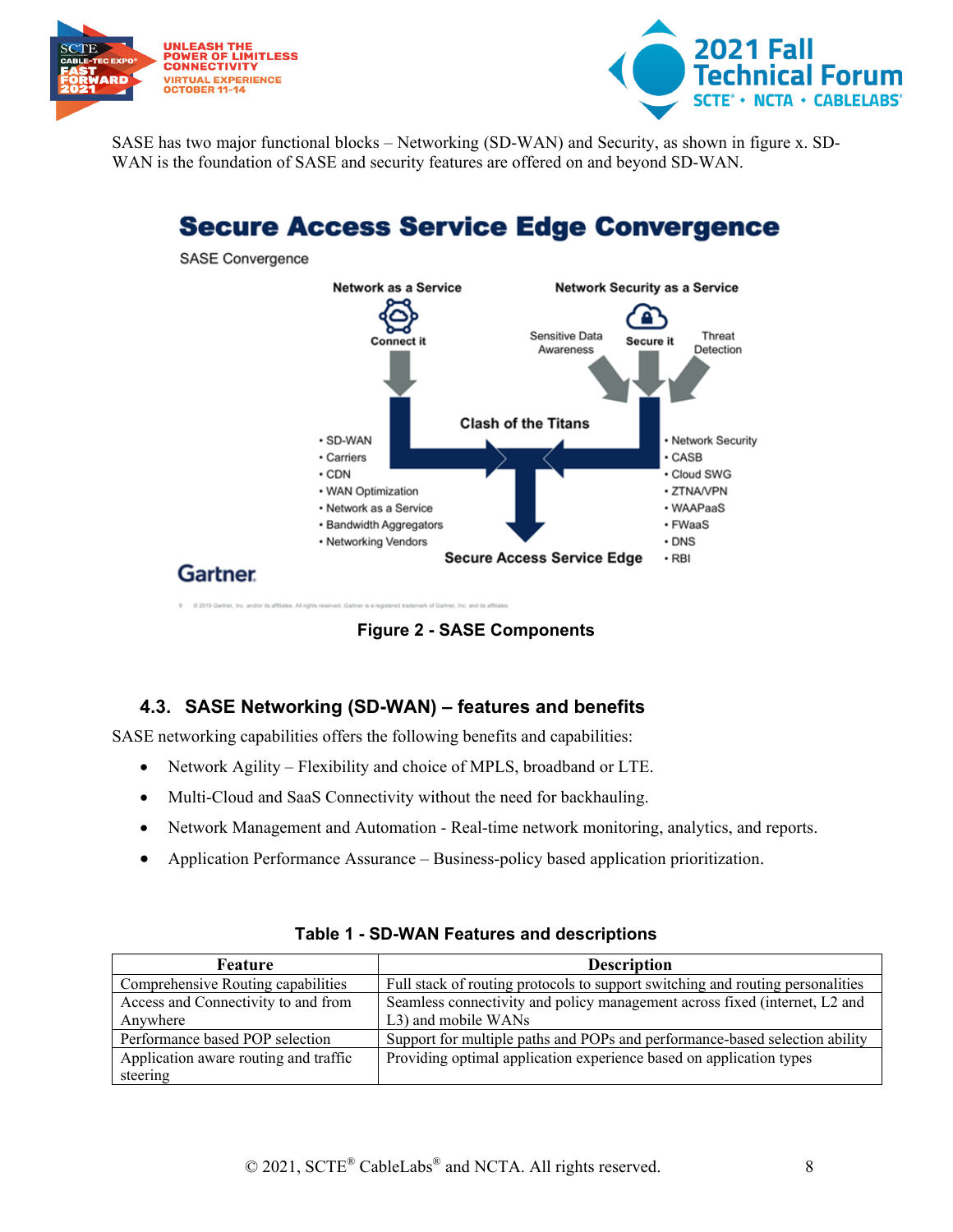SASE has two major functional blocks – Networking (SD-WAN) and Security, as shown in figure x. SD-WAN is the foundation of SASE and security features are offered on and beyond SD-WAN.

**Figure 2 - SASE Components**

## 4.3. SASE Networking (SD-WAN) – features and benefits

SASE networking capabilities offers the following benefits and capabilities:

- Network Agility – Flexibility and choice of MPLS, broadband or LTE.
- Multi-Cloud and SaaS Connectivity without the need for backhauling.
- Network Management and Automation - Real-time network monitoring, analytics, and reports.
- Application Performance Assurance – Business-policy based application prioritization.

**Table 1 - SD-WAN Features and descriptions**

| Feature | Description |
|---|---|
| Comprehensive Routing capabilities | Full stack of routing protocols to support switching and routing personalities |
| Access and Connectivity to and from Anywhere | Seamless connectivity and policy management across fixed (internet, L2 and L3) and mobile WANs |
| Performance based POP selection | Support for multiple paths and POPs and performance-based selection ability |
| Application aware routing and traffic steering | Providing optimal application experience based on application types |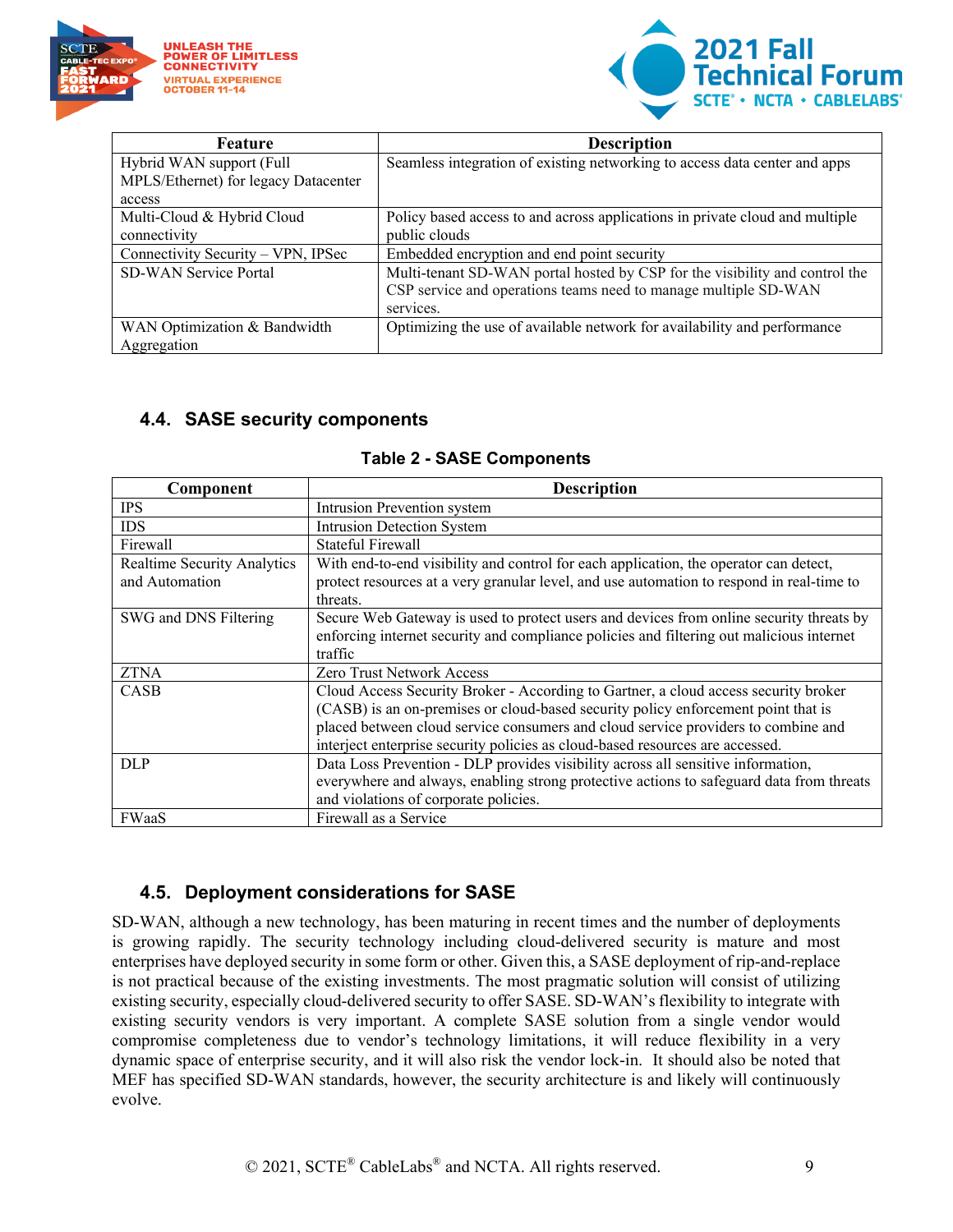| Feature | Description |
|---|---|
| Hybrid WAN support (Full MPLS/Ethernet) for legacy Datacenter access | Seamless integration of existing networking to access data center and apps |
| Multi-Cloud & Hybrid Cloud connectivity | Policy based access to and across applications in private cloud and multiple public clouds |
| Connectivity Security – VPN, IPSec | Embedded encryption and end point security |
| SD-WAN Service Portal | Multi-tenant SD-WAN portal hosted by CSP for the visibility and control the CSP service and operations teams need to manage multiple SD-WAN services. |
| WAN Optimization & Bandwidth Aggregation | Optimizing the use of available network for availability and performance |

## 4.4. SASE security components

**Table 2 - SASE Components**

| Component | Description |
|---|---|
| IPS | Intrusion Prevention system |
| IDS | Intrusion Detection System |
| Firewall | Stateful Firewall |
| Realtime Security Analytics and Automation | With end-to-end visibility and control for each application, the operator can detect, protect resources at a very granular level, and use automation to respond in real-time to threats. |
| SWG and DNS Filtering | Secure Web Gateway is used to protect users and devices from online security threats by enforcing internet security and compliance policies and filtering out malicious internet traffic |
| ZTNA | Zero Trust Network Access |
| CASB | Cloud Access Security Broker - According to Gartner, a cloud access security broker (CASB) is an on-premises or cloud-based security policy enforcement point that is placed between cloud service consumers and cloud service providers to combine and interject enterprise security policies as cloud-based resources are accessed. |
| DLP | Data Loss Prevention - DLP provides visibility across all sensitive information, everywhere and always, enabling strong protective actions to safeguard data from threats and violations of corporate policies. |
| FWaaS | Firewall as a Service |

## 4.5. Deployment considerations for SASE

SD-WAN, although a new technology, has been maturing in recent times and the number of deployments is growing rapidly. The security technology including cloud-delivered security is mature and most enterprises have deployed security in some form or other. Given this, a SASE deployment of rip-and-replace is not practical because of the existing investments. The most pragmatic solution will consist of utilizing existing security, especially cloud-delivered security to offer SASE. SD-WAN's flexibility to integrate with existing security vendors is very important. A complete SASE solution from a single vendor would compromise completeness due to vendor's technology limitations, it will reduce flexibility in a very dynamic space of enterprise security, and it will also risk the vendor lock-in. It should also be noted that MEF has specified SD-WAN standards, however, the security architecture is and likely will continuously evolve.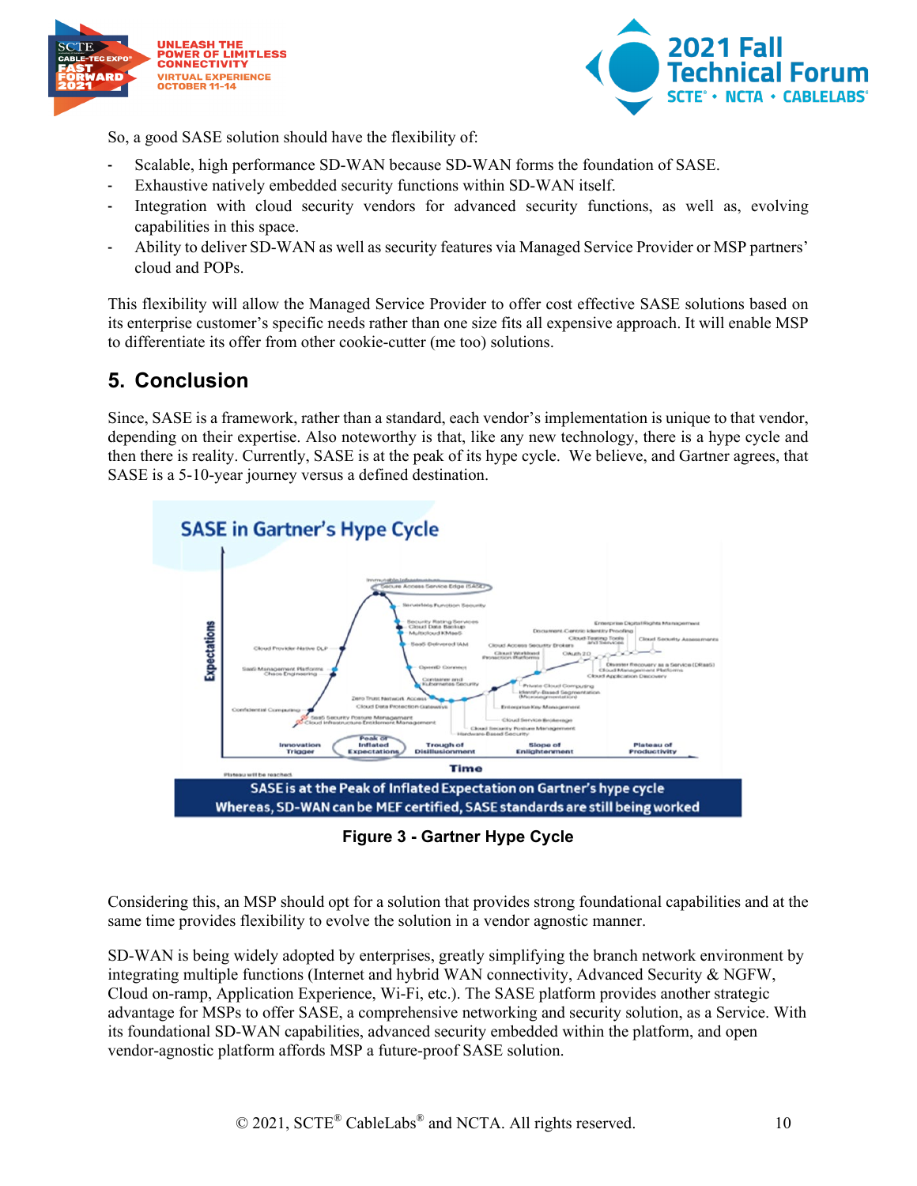So, a good SASE solution should have the flexibility of:

- Scalable, high performance SD-WAN because SD-WAN forms the foundation of SASE.
- Exhaustive natively embedded security functions within SD-WAN itself.
- Integration with cloud security vendors for advanced security functions, as well as, evolving capabilities in this space.
- Ability to deliver SD-WAN as well as security features via Managed Service Provider or MSP partners' cloud and POPs.

This flexibility will allow the Managed Service Provider to offer cost effective SASE solutions based on its enterprise customer's specific needs rather than one size fits all expensive approach. It will enable MSP to differentiate its offer from other cookie-cutter (me too) solutions.

## 5. Conclusion

Since, SASE is a framework, rather than a standard, each vendor's implementation is unique to that vendor, depending on their expertise. Also noteworthy is that, like any new technology, there is a hype cycle and then there is reality. Currently, SASE is at the peak of its hype cycle. We believe, and Gartner agrees, that SASE is a 5-10-year journey versus a defined destination.

**Figure 3 - Gartner Hype Cycle**

Considering this, an MSP should opt for a solution that provides strong foundational capabilities and at the same time provides flexibility to evolve the solution in a vendor agnostic manner.

SD-WAN is being widely adopted by enterprises, greatly simplifying the branch network environment by integrating multiple functions (Internet and hybrid WAN connectivity, Advanced Security & NGFW, Cloud on-ramp, Application Experience, Wi-Fi, etc.). The SASE platform provides another strategic advantage for MSPs to offer SASE, a comprehensive networking and security solution, as a Service. With its foundational SD-WAN capabilities, advanced security embedded within the platform, and open vendor-agnostic platform affords MSP a future-proof SASE solution.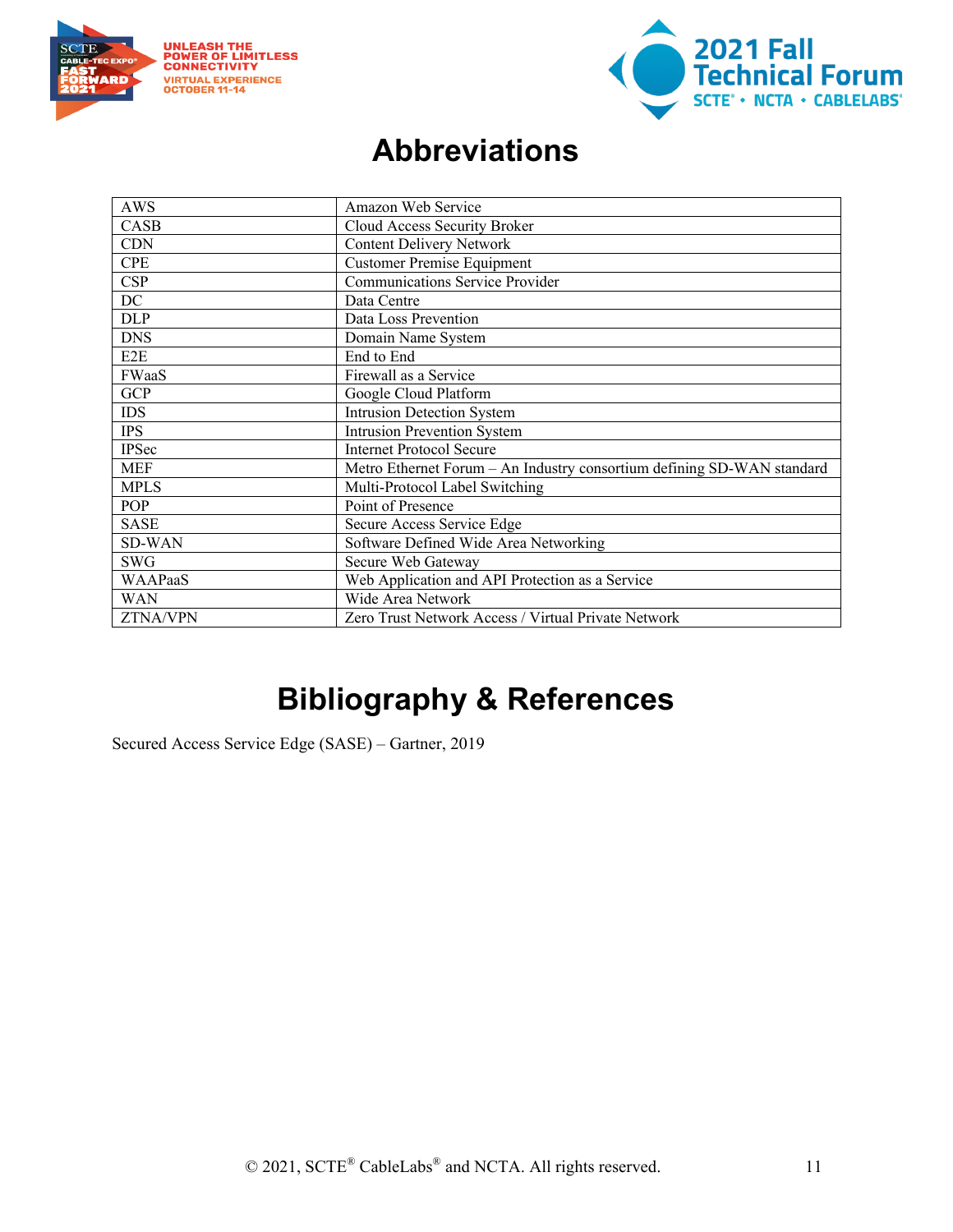# Abbreviations

| | |
|---|---|
| AWS | Amazon Web Service |
| CASB | Cloud Access Security Broker |
| CDN | Content Delivery Network |
| CPE | Customer Premise Equipment |
| CSP | Communications Service Provider |
| DC | Data Centre |
| DLP | Data Loss Prevention |
| DNS | Domain Name System |
| E2E | End to End |
| FWaaS | Firewall as a Service |
| GCP | Google Cloud Platform |
| IDS | Intrusion Detection System |
| IPS | Intrusion Prevention System |
| IPSec | Internet Protocol Secure |
| MEF | Metro Ethernet Forum – An Industry consortium defining SD-WAN standard |
| MPLS | Multi-Protocol Label Switching |
| POP | Point of Presence |
| SASE | Secure Access Service Edge |
| SD-WAN | Software Defined Wide Area Networking |
| SWG | Secure Web Gateway |
| WAAPaaS | Web Application and API Protection as a Service |
| WAN | Wide Area Network |
| ZTNA/VPN | Zero Trust Network Access / Virtual Private Network |

# Bibliography & References

Secured Access Service Edge (SASE) – Gartner, 2019